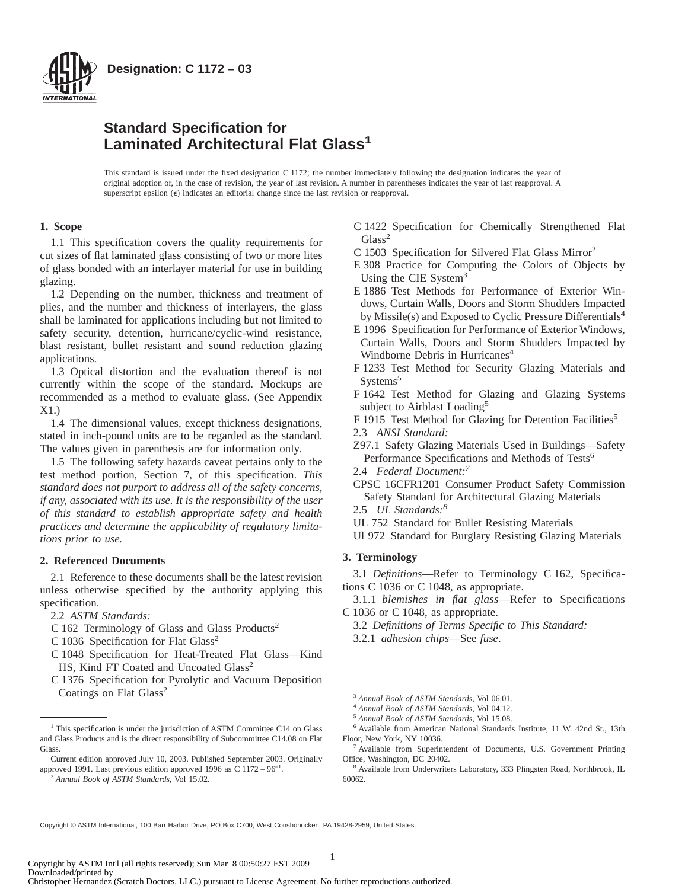Designation: C 1172 – 03

# Standard Specification for Laminated Architectural Flat Glass[1]

This standard is issued under the fixed designation C 1172; the number immediately following the designation indicates the year of original adoption or, in the case of revision, the year of last revision. A number in parentheses indicates the year of last reapproval. A superscript epsilon (ε) indicates an editorial change since the last revision or reapproval.

## 1. Scope

1.1 This specification covers the quality requirements for cut sizes of flat laminated glass consisting of two or more lites of glass bonded with an interlayer material for use in building glazing.

1.2 Depending on the number, thickness and treatment of plies, and the number and thickness of interlayers, the glass shall be laminated for applications including but not limited to safety security, detention, hurricane/cyclic-wind resistance, blast resistant, bullet resistant and sound reduction glazing applications.

1.3 Optical distortion and the evaluation thereof is not currently within the scope of the standard. Mockups are recommended as a method to evaluate glass. (See Appendix X1.)

1.4 The dimensional values, except thickness designations, stated in inch-pound units are to be regarded as the standard. The values given in parenthesis are for information only.

1.5 The following safety hazards caveat pertains only to the test method portion, Section 7, of this specification. *This standard does not purport to address all of the safety concerns, if any, associated with its use. It is the responsibility of the user of this standard to establish appropriate safety and health practices and determine the applicability of regulatory limitations prior to use.*

## 2. Referenced Documents

2.1 Reference to these documents shall be the latest revision unless otherwise specified by the authority applying this specification.

2.2 *ASTM Standards:*

C 162 Terminology of Glass and Glass Products[2]

C 1036 Specification for Flat Glass[2]

C 1048 Specification for Heat-Treated Flat Glass—Kind HS, Kind FT Coated and Uncoated Glass[2]

C 1376 Specification for Pyrolytic and Vacuum Deposition Coatings on Flat Glass[2]

C 1422 Specification for Chemically Strengthened Flat Glass[2]

C 1503 Specification for Silvered Flat Glass Mirror[2]

E 308 Practice for Computing the Colors of Objects by Using the CIE System[3]

E 1886 Test Methods for Performance of Exterior Windows, Curtain Walls, Doors and Storm Shudders Impacted by Missile(s) and Exposed to Cyclic Pressure Differentials[4]

E 1996 Specification for Performance of Exterior Windows, Curtain Walls, Doors and Storm Shudders Impacted by Windborne Debris in Hurricanes[4]

F 1233 Test Method for Security Glazing Materials and Systems[5]

F 1642 Test Method for Glazing and Glazing Systems subject to Airblast Loading[5]

F 1915 Test Method for Glazing for Detention Facilities[5]

2.3 *ANSI Standard:*

Z97.1 Safety Glazing Materials Used in Buildings—Safety Performance Specifications and Methods of Tests[6]

2.4 *Federal Document:*[7]

CPSC 16CFR1201 Consumer Product Safety Commission Safety Standard for Architectural Glazing Materials

2.5 *UL Standards:*[8]

UL 752 Standard for Bullet Resisting Materials

Ul 972 Standard for Burglary Resisting Glazing Materials

## 3. Terminology

3.1 *Definitions*—Refer to Terminology C 162, Specifications C 1036 or C 1048, as appropriate.

3.1.1 *blemishes in flat glass*—Refer to Specifications C 1036 or C 1048, as appropriate.

3.2 *Definitions of Terms Specific to This Standard:*

3.2.1 *adhesion chips*—See *fuse*.

---

[1] This specification is under the jurisdiction of ASTM Committee C14 on Glass and Glass Products and is the direct responsibility of Subcommittee C14.08 on Flat Glass.

Current edition approved July 10, 2003. Published September 2003. Originally approved 1991. Last previous edition approved 1996 as C 1172 – 96$^{\epsilon 1}$.

[2] *Annual Book of ASTM Standards*, Vol 15.02.

[3] *Annual Book of ASTM Standards*, Vol 06.01.

[4] *Annual Book of ASTM Standards*, Vol 04.12.

[5] *Annual Book of ASTM Standards*, Vol 15.08.

[6] Available from American National Standards Institute, 11 W. 42nd St., 13th Floor, New York, NY 10036.

[7] Available from Superintendent of Documents, U.S. Government Printing Office, Washington, DC 20402.

[8] Available from Underwriters Laboratory, 333 Pfingsten Road, Northbrook, IL 60062.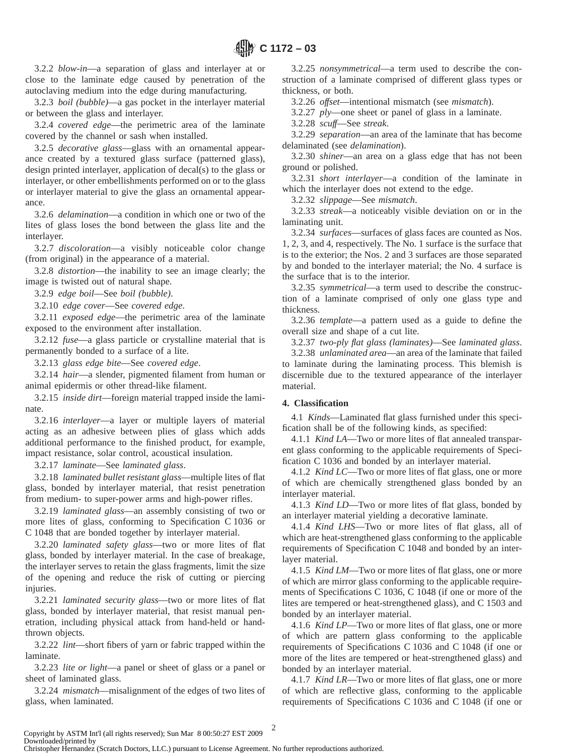3.2.2 *blow-in*—a separation of glass and interlayer at or close to the laminate edge caused by penetration of the autoclaving medium into the edge during manufacturing.

3.2.3 *boil (bubble)*—a gas pocket in the interlayer material or between the glass and interlayer.

3.2.4 *covered edge*—the perimetric area of the laminate covered by the channel or sash when installed.

3.2.5 *decorative glass*—glass with an ornamental appearance created by a textured glass surface (patterned glass), design printed interlayer, application of decal(s) to the glass or interlayer, or other embellishments performed on or to the glass or interlayer material to give the glass an ornamental appearance.

3.2.6 *delamination*—a condition in which one or two of the lites of glass loses the bond between the glass lite and the interlayer.

3.2.7 *discoloration*—a visibly noticeable color change (from original) in the appearance of a material.

3.2.8 *distortion*—the inability to see an image clearly; the image is twisted out of natural shape.

3.2.9 *edge boil*—See *boil (bubble)*.

3.2.10 *edge cover*—See *covered edge*.

3.2.11 *exposed edge*—the perimetric area of the laminate exposed to the environment after installation.

3.2.12 *fuse*—a glass particle or crystalline material that is permanently bonded to a surface of a lite.

3.2.13 *glass edge bite*—See *covered edge*.

3.2.14 *hair*—a slender, pigmented filament from human or animal epidermis or other thread-like filament.

3.2.15 *inside dirt*—foreign material trapped inside the laminate.

3.2.16 *interlayer*—a layer or multiple layers of material acting as an adhesive between plies of glass which adds additional performance to the finished product, for example, impact resistance, solar control, acoustical insulation.

3.2.17 *laminate*—See *laminated glass*.

3.2.18 *laminated bullet resistant glass*—multiple lites of flat glass, bonded by interlayer material, that resist penetration from medium- to super-power arms and high-power rifles.

3.2.19 *laminated glass*—an assembly consisting of two or more lites of glass, conforming to Specification C 1036 or C 1048 that are bonded together by interlayer material.

3.2.20 *laminated safety glass*—two or more lites of flat glass, bonded by interlayer material. In the case of breakage, the interlayer serves to retain the glass fragments, limit the size of the opening and reduce the risk of cutting or piercing injuries.

3.2.21 *laminated security glass*—two or more lites of flat glass, bonded by interlayer material, that resist manual penetration, including physical attack from hand-held or hand-thrown objects.

3.2.22 *lint*—short fibers of yarn or fabric trapped within the laminate.

3.2.23 *lite or light*—a panel or sheet of glass or a panel or sheet of laminated glass.

3.2.24 *mismatch*—misalignment of the edges of two lites of glass, when laminated.

3.2.25 *nonsymmetrical*—a term used to describe the construction of a laminate comprised of different glass types or thickness, or both.

3.2.26 *offset*—intentional mismatch (see *mismatch*).

3.2.27 *ply*—one sheet or panel of glass in a laminate.

3.2.28 *scuff*—See *streak*.

3.2.29 *separation*—an area of the laminate that has become delaminated (see *delamination*).

3.2.30 *shiner*—an area on a glass edge that has not been ground or polished.

3.2.31 *short interlayer*—a condition of the laminate in which the interlayer does not extend to the edge.

3.2.32 *slippage*—See *mismatch*.

3.2.33 *streak*—a noticeably visible deviation on or in the laminating unit.

3.2.34 *surfaces*—surfaces of glass faces are counted as Nos. 1, 2, 3, and 4, respectively. The No. 1 surface is the surface that is to the exterior; the Nos. 2 and 3 surfaces are those separated by and bonded to the interlayer material; the No. 4 surface is the surface that is to the interior.

3.2.35 *symmetrical*—a term used to describe the construction of a laminate comprised of only one glass type and thickness.

3.2.36 *template*—a pattern used as a guide to define the overall size and shape of a cut lite.

3.2.37 *two-ply flat glass (laminates)*—See *laminated glass*.

3.2.38 *unlaminated area*—an area of the laminate that failed to laminate during the laminating process. This blemish is discernible due to the textured appearance of the interlayer material.

## 4. Classification

4.1 *Kinds*—Laminated flat glass furnished under this specification shall be of the following kinds, as specified:

4.1.1 *Kind LA*—Two or more lites of flat annealed transparent glass conforming to the applicable requirements of Specification C 1036 and bonded by an interlayer material.

4.1.2 *Kind LC*—Two or more lites of flat glass, one or more of which are chemically strengthened glass bonded by an interlayer material.

4.1.3 *Kind LD*—Two or more lites of flat glass, bonded by an interlayer material yielding a decorative laminate.

4.1.4 *Kind LHS*—Two or more lites of flat glass, all of which are heat-strengthened glass conforming to the applicable requirements of Specification C 1048 and bonded by an interlayer material.

4.1.5 *Kind LM*—Two or more lites of flat glass, one or more of which are mirror glass conforming to the applicable requirements of Specifications C 1036, C 1048 (if one or more of the lites are tempered or heat-strengthened glass), and C 1503 and bonded by an interlayer material.

4.1.6 *Kind LP*—Two or more lites of flat glass, one or more of which are pattern glass conforming to the applicable requirements of Specifications C 1036 and C 1048 (if one or more of the lites are tempered or heat-strengthened glass) and bonded by an interlayer material.

4.1.7 *Kind LR*—Two or more lites of flat glass, one or more of which are reflective glass, conforming to the applicable requirements of Specifications C 1036 and C 1048 (if one or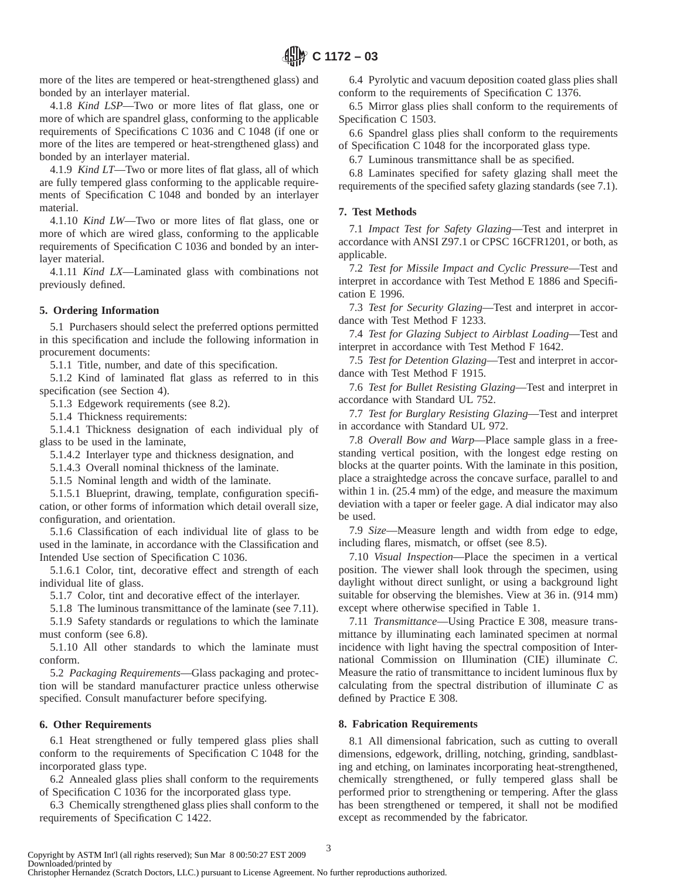more of the lites are tempered or heat-strengthened glass) and bonded by an interlayer material.

4.1.8 *Kind LSP*—Two or more lites of flat glass, one or more of which are spandrel glass, conforming to the applicable requirements of Specifications C 1036 and C 1048 (if one or more of the lites are tempered or heat-strengthened glass) and bonded by an interlayer material.

4.1.9 *Kind LT*—Two or more lites of flat glass, all of which are fully tempered glass conforming to the applicable requirements of Specification C 1048 and bonded by an interlayer material.

4.1.10 *Kind LW*—Two or more lites of flat glass, one or more of which are wired glass, conforming to the applicable requirements of Specification C 1036 and bonded by an interlayer material.

4.1.11 *Kind LX*—Laminated glass with combinations not previously defined.

## 5. Ordering Information

5.1 Purchasers should select the preferred options permitted in this specification and include the following information in procurement documents:

5.1.1 Title, number, and date of this specification.

5.1.2 Kind of laminated flat glass as referred to in this specification (see Section 4).

5.1.3 Edgework requirements (see 8.2).

5.1.4 Thickness requirements:

5.1.4.1 Thickness designation of each individual ply of glass to be used in the laminate,

5.1.4.2 Interlayer type and thickness designation, and

5.1.4.3 Overall nominal thickness of the laminate.

5.1.5 Nominal length and width of the laminate.

5.1.5.1 Blueprint, drawing, template, configuration specification, or other forms of information which detail overall size, configuration, and orientation.

5.1.6 Classification of each individual lite of glass to be used in the laminate, in accordance with the Classification and Intended Use section of Specification C 1036.

5.1.6.1 Color, tint, decorative effect and strength of each individual lite of glass.

5.1.7 Color, tint and decorative effect of the interlayer.

5.1.8 The luminous transmittance of the laminate (see 7.11).

5.1.9 Safety standards or regulations to which the laminate must conform (see 6.8).

5.1.10 All other standards to which the laminate must conform.

5.2 *Packaging Requirements*—Glass packaging and protection will be standard manufacturer practice unless otherwise specified. Consult manufacturer before specifying.

## 6. Other Requirements

6.1 Heat strengthened or fully tempered glass plies shall conform to the requirements of Specification C 1048 for the incorporated glass type.

6.2 Annealed glass plies shall conform to the requirements of Specification C 1036 for the incorporated glass type.

6.3 Chemically strengthened glass plies shall conform to the requirements of Specification C 1422.

6.4 Pyrolytic and vacuum deposition coated glass plies shall conform to the requirements of Specification C 1376.

6.5 Mirror glass plies shall conform to the requirements of Specification C 1503.

6.6 Spandrel glass plies shall conform to the requirements of Specification C 1048 for the incorporated glass type.

6.7 Luminous transmittance shall be as specified.

6.8 Laminates specified for safety glazing shall meet the requirements of the specified safety glazing standards (see 7.1).

## 7. Test Methods

7.1 *Impact Test for Safety Glazing*—Test and interpret in accordance with ANSI Z97.1 or CPSC 16CFR1201, or both, as applicable.

7.2 *Test for Missile Impact and Cyclic Pressure*—Test and interpret in accordance with Test Method E 1886 and Specification E 1996.

7.3 *Test for Security Glazing*—Test and interpret in accordance with Test Method F 1233.

7.4 *Test for Glazing Subject to Airblast Loading*—Test and interpret in accordance with Test Method F 1642.

7.5 *Test for Detention Glazing*—Test and interpret in accordance with Test Method F 1915.

7.6 *Test for Bullet Resisting Glazing*—Test and interpret in accordance with Standard UL 752.

7.7 *Test for Burglary Resisting Glazing*—Test and interpret in accordance with Standard UL 972.

7.8 *Overall Bow and Warp*—Place sample glass in a free-standing vertical position, with the longest edge resting on blocks at the quarter points. With the laminate in this position, place a straightedge across the concave surface, parallel to and within 1 in. (25.4 mm) of the edge, and measure the maximum deviation with a taper or feeler gage. A dial indicator may also be used.

7.9 *Size*—Measure length and width from edge to edge, including flares, mismatch, or offset (see 8.5).

7.10 *Visual Inspection*—Place the specimen in a vertical position. The viewer shall look through the specimen, using daylight without direct sunlight, or using a background light suitable for observing the blemishes. View at 36 in. (914 mm) except where otherwise specified in Table 1.

7.11 *Transmittance*—Using Practice E 308, measure transmittance by illuminating each laminated specimen at normal incidence with light having the spectral composition of International Commission on Illumination (CIE) illuminate *C*. Measure the ratio of transmittance to incident luminous flux by calculating from the spectral distribution of illuminate *C* as defined by Practice E 308.

## 8. Fabrication Requirements

8.1 All dimensional fabrication, such as cutting to overall dimensions, edgework, drilling, notching, grinding, sandblasting and etching, on laminates incorporating heat-strengthened, chemically strengthened, or fully tempered glass shall be performed prior to strengthening or tempering. After the glass has been strengthened or tempered, it shall not be modified except as recommended by the fabricator.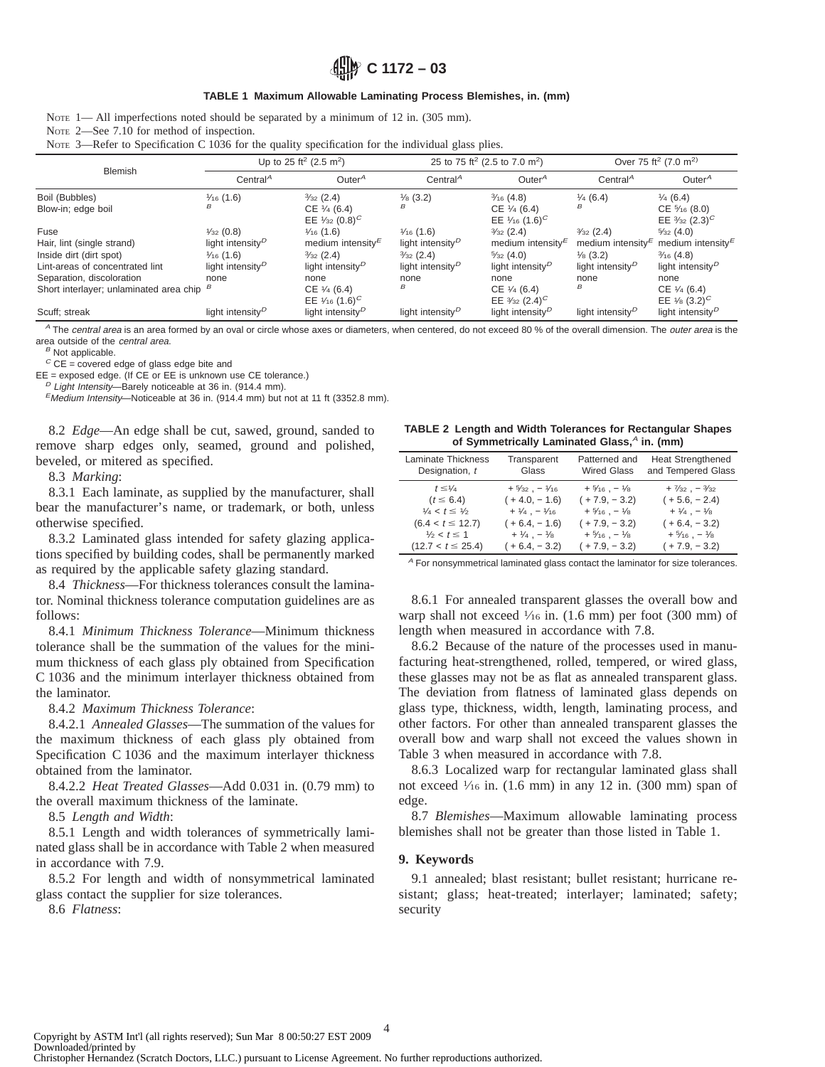**TABLE 1 Maximum Allowable Laminating Process Blemishes, in. (mm)**

NOTE 1— All imperfections noted should be separated by a minimum of 12 in. (305 mm).

NOTE 2—See 7.10 for method of inspection.

NOTE 3—Refer to Specification C 1036 for the quality specification for the individual glass plies.

| Blemish | Up to 25 ft² (2.5 m²) | | 25 to 75 ft² (2.5 to 7.0 m²) | | Over 75 ft² (7.0 m²) | |
|---|---|---|---|---|---|---|
| | Central[A] | Outer[A] | Central[A] | Outer[A] | Central[A] | Outer[A] |
| Boil (Bubbles) | 1⁄16 (1.6) | 3⁄32 (2.4) | 1⁄8 (3.2) | 3⁄16 (4.8) | 1⁄4 (6.4) | 1⁄4 (6.4) |
| Blow-in; edge boil | [B] | CE 1⁄4 (6.4) EE 1⁄32 (0.8)[C] | [B] | CE 1⁄4 (6.4) EE 1⁄16 (1.6)[C] | [B] | CE 5⁄16 (8.0) EE 3⁄32 (2.3)[C] |
| Fuse | 1⁄32 (0.8) | 1⁄16 (1.6) | 1⁄16 (1.6) | 3⁄32 (2.4) | 3⁄32 (2.4) | 5⁄32 (4.0) |
| Hair, lint (single strand) | light intensity[D] | medium intensity[E] | light intensity[D] | medium intensity[E] | medium intensity[E] | medium intensity[E] |
| Inside dirt (dirt spot) | 1⁄16 (1.6) | 3⁄32 (2.4) | 3⁄32 (2.4) | 5⁄32 (4.0) | 1⁄8 (3.2) | 3⁄16 (4.8) |
| Lint-areas of concentrated lint | light intensity[D] | light intensity[D] | light intensity[D] | light intensity[D] | light intensity[D] | light intensity[D] |
| Separation, discoloration | none | none | none | none | none | none |
| Short interlayer; unlaminated area chip | [B] | CE 1⁄4 (6.4) EE 1⁄16 (1.6)[C] | [B] | CE 1⁄4 (6.4) EE 3⁄32 (2.4)[C] | [B] | CE 1⁄4 (6.4) EE 1⁄8 (3.2)[C] |
| Scuff; streak | light intensity[D] | light intensity[D] | light intensity[D] | light intensity[D] | light intensity[D] | light intensity[D] |

[A] The *central area* is an area formed by an oval or circle whose axes or diameters, when centered, do not exceed 80 % of the overall dimension. The *outer area* is the area outside of the *central area.*

[B] Not applicable.

[C] CE = covered edge of glass edge bite and

EE = exposed edge. (If CE or EE is unknown use CE tolerance.)

[D] *Light Intensity*—Barely noticeable at 36 in. (914.4 mm).

[E] *Medium Intensity*—Noticeable at 36 in. (914.4 mm) but not at 11 ft (3352.8 mm).

8.2 *Edge*—An edge shall be cut, sawed, ground, sanded to remove sharp edges only, seamed, ground and polished, beveled, or mitered as specified.

8.3 *Marking*:

8.3.1 Each laminate, as supplied by the manufacturer, shall bear the manufacturer's name, or trademark, or both, unless otherwise specified.

8.3.2 Laminated glass intended for safety glazing applications specified by building codes, shall be permanently marked as required by the applicable safety glazing standard.

8.4 *Thickness*—For thickness tolerances consult the laminator. Nominal thickness tolerance computation guidelines are as follows:

8.4.1 *Minimum Thickness Tolerance*—Minimum thickness tolerance shall be the summation of the values for the minimum thickness of each glass ply obtained from Specification C 1036 and the minimum interlayer thickness obtained from the laminator.

8.4.2 *Maximum Thickness Tolerance*:

8.4.2.1 *Annealed Glasses*—The summation of the values for the maximum thickness of each glass ply obtained from Specification C 1036 and the maximum interlayer thickness obtained from the laminator.

8.4.2.2 *Heat Treated Glasses*—Add 0.031 in. (0.79 mm) to the overall maximum thickness of the laminate.

8.5 *Length and Width*:

8.5.1 Length and width tolerances of symmetrically laminated glass shall be in accordance with Table 2 when measured in accordance with 7.9.

8.5.2 For length and width of nonsymmetrical laminated glass contact the supplier for size tolerances.

8.6 *Flatness*:

**TABLE 2 Length and Width Tolerances for Rectangular Shapes of Symmetrically Laminated Glass,[A] in. (mm)**

| Laminate Thickness Designation, $t$ | Transparent Glass | Patterned and Wired Glass | Heat Strengthened and Tempered Glass |
|---|---|---|---|
| $t \leq 1/4$ ($t \leq 6.4$) | + 5⁄32 , − 1⁄16 (+ 4.0, − 1.6) | + 5⁄16 , − 1⁄8 (+ 7.9, − 3.2) | + 7⁄32 , − 3⁄32 (+ 5.6, − 2.4) |
| $1/4 < t \leq 1/2$ ($6.4 < t \leq 12.7$) | + 1⁄4 , − 1⁄16 (+ 6.4, − 1.6) | + 5⁄16 , − 1⁄8 (+ 7.9, − 3.2) | + 1⁄4 , − 1⁄8 (+ 6.4, − 3.2) |
| $1/2 < t \leq 1$ ($12.7 < t \leq 25.4$) | + 1⁄4 , − 1⁄8 (+ 6.4, − 3.2) | + 5⁄16 , − 1⁄8 (+ 7.9, − 3.2) | + 5⁄16 , − 1⁄8 (+ 7.9, − 3.2) |

[A] For nonsymmetrical laminated glass contact the laminator for size tolerances.

8.6.1 For annealed transparent glasses the overall bow and warp shall not exceed 1⁄16 in. (1.6 mm) per foot (300 mm) of length when measured in accordance with 7.8.

8.6.2 Because of the nature of the processes used in manufacturing heat-strengthened, rolled, tempered, or wired glass, these glasses may not be as flat as annealed transparent glass. The deviation from flatness of laminated glass depends on glass type, thickness, width, length, laminating process, and other factors. For other than annealed transparent glasses the overall bow and warp shall not exceed the values shown in Table 3 when measured in accordance with 7.8.

8.6.3 Localized warp for rectangular laminated glass shall not exceed 1⁄16 in. (1.6 mm) in any 12 in. (300 mm) span of edge.

8.7 *Blemishes*—Maximum allowable laminating process blemishes shall not be greater than those listed in Table 1.

## 9. Keywords

9.1 annealed; blast resistant; bullet resistant; hurricane resistant; glass; heat-treated; interlayer; laminated; safety; security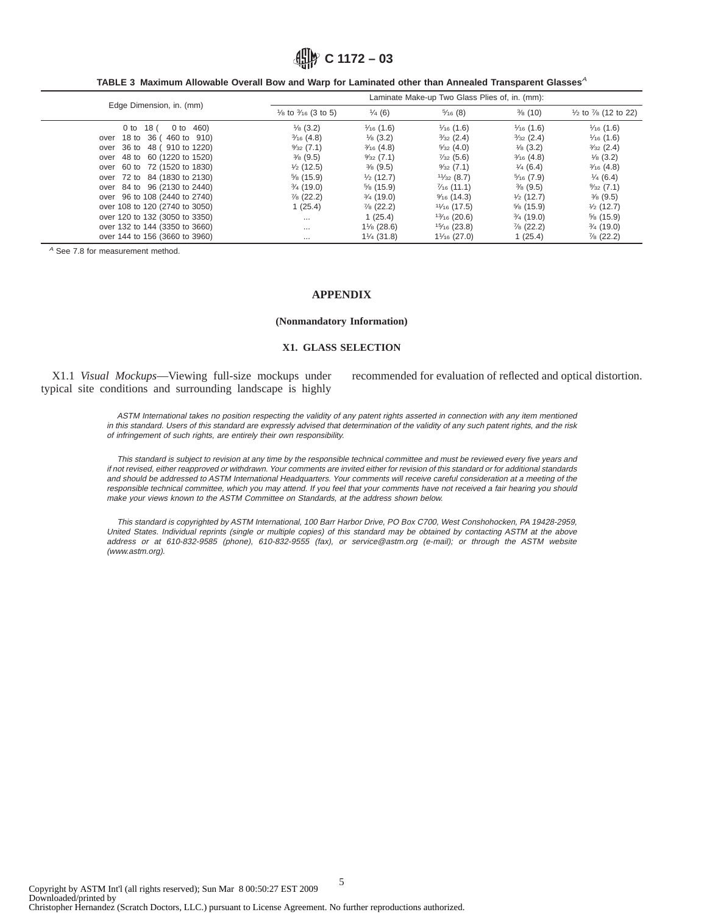**TABLE 3 Maximum Allowable Overall Bow and Warp for Laminated other than Annealed Transparent Glasses[A]**

| Edge Dimension, in. (mm) | Laminate Make-up Two Glass Plies of, in. (mm): | | | | |
|---|---|---|---|---|---|
| | ⅛ to 3⁄16 (3 to 5) | ¼ (6) | 5⁄16 (8) | ⅜ (10) | ½ to ⅞ (12 to 22) |
| 0 to 18 ( 0 to 460) | ⅛ (3.2) | 1⁄16 (1.6) | 1⁄16 (1.6) | 1⁄16 (1.6) | 1⁄16 (1.6) |
| over 18 to 36 ( 460 to 910) | 3⁄16 (4.8) | ⅛ (3.2) | 3⁄32 (2.4) | 3⁄32 (2.4) | 1⁄16 (1.6) |
| over 36 to 48 ( 910 to 1220) | 9⁄32 (7.1) | 3⁄16 (4.8) | 5⁄32 (4.0) | ⅛ (3.2) | 3⁄32 (2.4) |
| over 48 to 60 (1220 to 1520) | ⅜ (9.5) | 9⁄32 (7.1) | 7⁄32 (5.6) | 3⁄16 (4.8) | ⅛ (3.2) |
| over 60 to 72 (1520 to 1830) | ½ (12.5) | ⅜ (9.5) | 9⁄32 (7.1) | ¼ (6.4) | 3⁄16 (4.8) |
| over 72 to 84 (1830 to 2130) | ⅝ (15.9) | ½ (12.7) | 11⁄32 (8.7) | 5⁄16 (7.9) | ¼ (6.4) |
| over 84 to 96 (2130 to 2440) | ¾ (19.0) | ⅝ (15.9) | 7⁄16 (11.1) | ⅜ (9.5) | 9⁄32 (7.1) |
| over 96 to 108 (2440 to 2740) | ⅞ (22.2) | ¾ (19.0) | 9⁄16 (14.3) | ½ (12.7) | ⅜ (9.5) |
| over 108 to 120 (2740 to 3050) | 1 (25.4) | ⅞ (22.2) | 11⁄16 (17.5) | ⅝ (15.9) | ½ (12.7) |
| over 120 to 132 (3050 to 3350) | ... | 1 (25.4) | 13⁄16 (20.6) | ¾ (19.0) | ⅝ (15.9) |
| over 132 to 144 (3350 to 3660) | ... | 1⅛ (28.6) | 15⁄16 (23.8) | ⅞ (22.2) | ¾ (19.0) |
| over 144 to 156 (3660 to 3960) | ... | 1¼ (31.8) | 1 1⁄16 (27.0) | 1 (25.4) | ⅞ (22.2) |

[A] See 7.8 for measurement method.

## APPENDIX

### (Nonmandatory Information)

### X1. GLASS SELECTION

X1.1 *Visual Mockups*—Viewing full-size mockups under typical site conditions and surrounding landscape is highly recommended for evaluation of reflected and optical distortion.

*ASTM International takes no position respecting the validity of any patent rights asserted in connection with any item mentioned in this standard. Users of this standard are expressly advised that determination of the validity of any such patent rights, and the risk of infringement of such rights, are entirely their own responsibility.*

*This standard is subject to revision at any time by the responsible technical committee and must be reviewed every five years and if not revised, either reapproved or withdrawn. Your comments are invited either for revision of this standard or for additional standards and should be addressed to ASTM International Headquarters. Your comments will receive careful consideration at a meeting of the responsible technical committee, which you may attend. If you feel that your comments have not received a fair hearing you should make your views known to the ASTM Committee on Standards, at the address shown below.*

*This standard is copyrighted by ASTM International, 100 Barr Harbor Drive, PO Box C700, West Conshohocken, PA 19428-2959, United States. Individual reprints (single or multiple copies) of this standard may be obtained by contacting ASTM at the above address or at 610-832-9585 (phone), 610-832-9555 (fax), or service@astm.org (e-mail); or through the ASTM website (www.astm.org).*

Copyright by ASTM Int'l (all rights reserved); Sun Mar 8 00:50:27 EST 2009
Downloaded/printed by
Christopher Hernandez (Scratch Doctors, LLC.) pursuant to License Agreement. No further reproductions authorized.